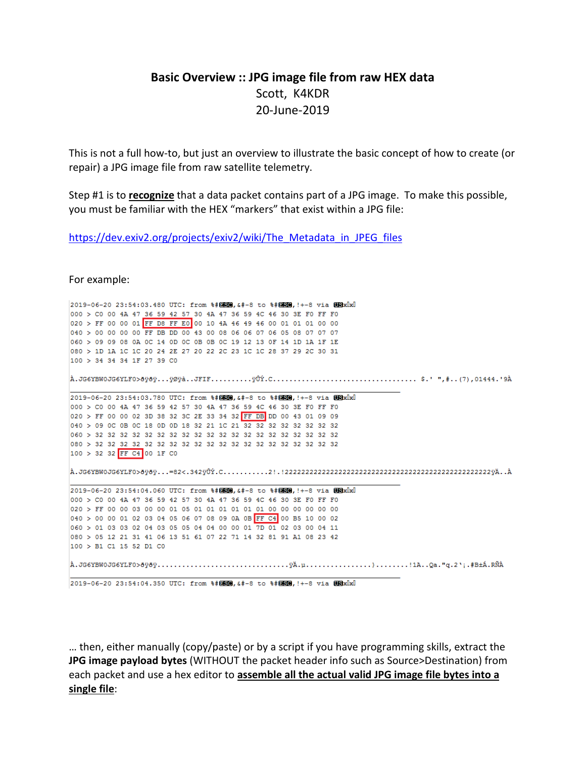# Basic Overview :: JPG image file from raw HEX data

Scott, K4KDR

20-June-2019

This is not a full how-to, but just an overview to illustrate the basic concept of how to create (or repair) a JPG image file from raw satellite telemetry.

Step #1 is to **recognize** that a data packet contains part of a JPG image. To make this possible, you must be familiar with the HEX "markers" that exist within a JPG file:

https://dev.exiv2.org/projects/exiv2/wiki/The_Metadata_in_JPEG_files

For example:

```
2019-06-20 23:54:03.480 UTC: from %#ESC,&#-8 to %#ESC,!+-8 via USx x
000 > C0 00 4A 47 36 59 42 57 30 4A 47 36 59 4C 46 30 3E F0 FF F0
020 > FF 00 00 01 FF D8 FF E0 00 10 4A 46 49 46 00 01 01 01 00 00
040 > 00 00 00 00 FF DB DD 00 43 00 08 06 06 07 06 05 08 07 07 07
060 > 09 09 08 0A 0C 14 0D 0C 0B 0B 0C 19 12 13 0F 14 1D 1A 1F 1E
080 > 1D 1A 1C 1C 20 24 2E 27 20 22 2C 23 1C 1C 28 37 29 2C 30 31
100 > 34 34 34 1F 27 39 C0

À.JG6YBW0JG6YLF0>ðÿðÿ...ÿØÿà..JFIF.........ÿÛÝ.C.................................. $.' ",#..(7),01444.'9À

2019-06-20 23:54:03.780 UTC: from %#ESC,&#-8 to %#ESC,!+-8 via USx x
000 > C0 00 4A 47 36 59 42 57 30 4A 47 36 59 4C 46 30 3E F0 FF F0
020 > FF 00 00 02 3D 38 32 3C 2E 33 34 32 FF DB DD 00 43 01 09 09
040 > 09 0C 0B 0C 18 0D 0D 18 32 21 1C 21 32 32 32 32 32 32 32 32
060 > 32 32 32 32 32 32 32 32 32 32 32 32 32 32 32 32 32 32 32 32
080 > 32 32 32 32 32 32 32 32 32 32 32 32 32 32 32 32 32 32 32 32
100 > 32 32 FF C4 00 1F C0

À.JG6YBW0JG6YLF0>ðÿðÿ...=82<.342ÿÛÝ.C..........2!.!22222222222222222222222222222222222222222222222222ÿÄ..À

2019-06-20 23:54:04.060 UTC: from %#ESC,&#-8 to %#ESC,!+-8 via USx x
000 > C0 00 4A 47 36 59 42 57 30 4A 47 36 59 4C 46 30 3E F0 FF F0
020 > FF 00 00 03 00 00 01 05 01 01 01 01 01 00 00 00 00 00 00 00
040 > 00 00 01 02 03 04 05 06 07 08 09 0A 0B FF C4 00 B5 10 00 02
060 > 01 03 03 02 04 03 05 05 04 04 00 00 01 7D 01 02 03 00 04 11
080 > 05 12 21 31 41 06 13 51 61 07 22 71 14 32 81 91 A1 08 23 42
100 > B1 C1 15 52 D1 C0

À.JG6YBW0JG6YLF0>ðÿðÿ...............................ÿÄ.µ................}........!1A..Qa."q.2'¡.#B±Á.RÑÀ

2019-06-20 23:54:04.350 UTC: from %#ESC,&#-8 to %#ESC,!+-8 via USx x
```

… then, either manually (copy/paste) or by a script if you have programming skills, extract the **JPG image payload bytes** (WITHOUT the packet header info such as Source>Destination) from each packet and use a hex editor to **assemble all the actual valid JPG image file bytes into a single file**: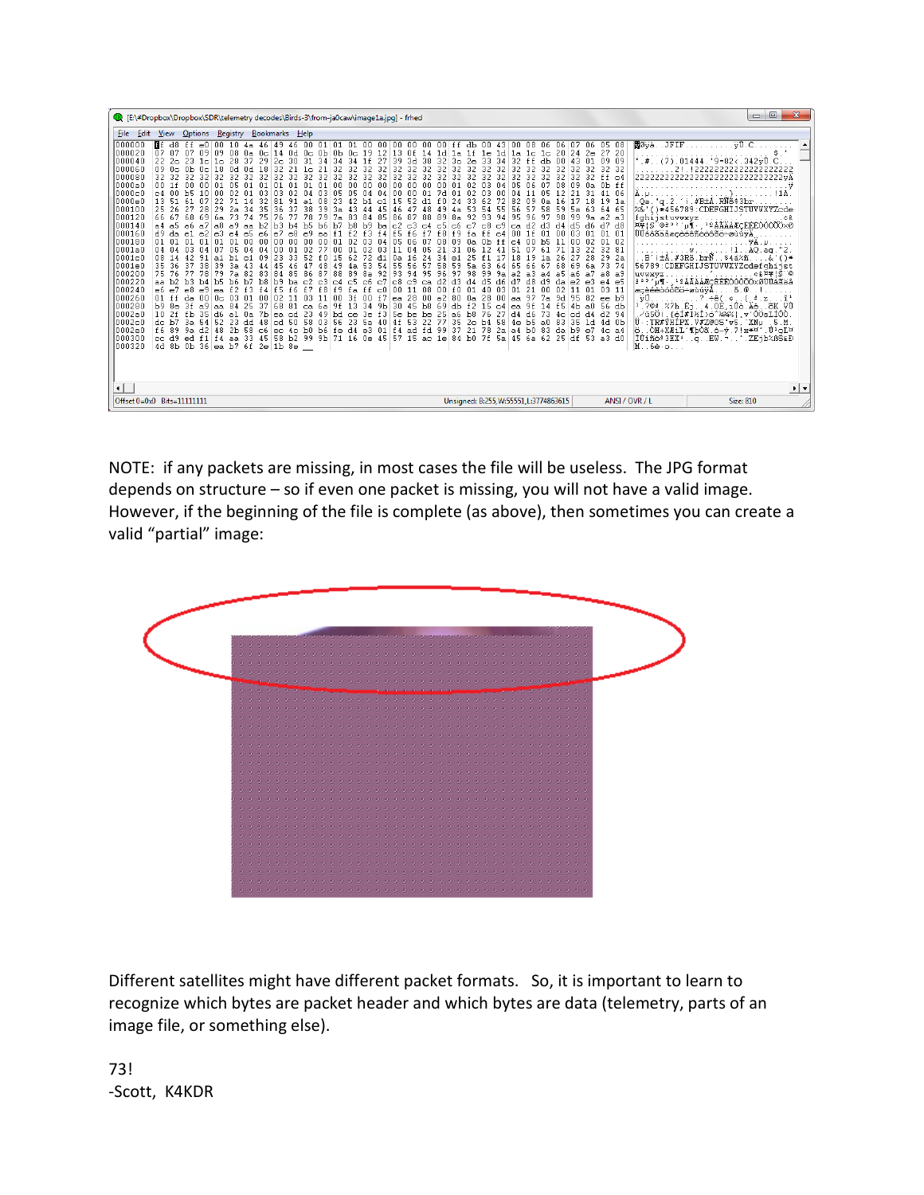NOTE: if any packets are missing, in most cases the file will be useless. The JPG format depends on structure – so if even one packet is missing, you will not have a valid image. However, if the beginning of the file is complete (as above), then sometimes you can create a valid “partial” image:

Different satellites might have different packet formats. So, it is important to learn to recognize which bytes are packet header and which bytes are data (telemetry, parts of an image file, or something else).

73!
-Scott, K4KDR